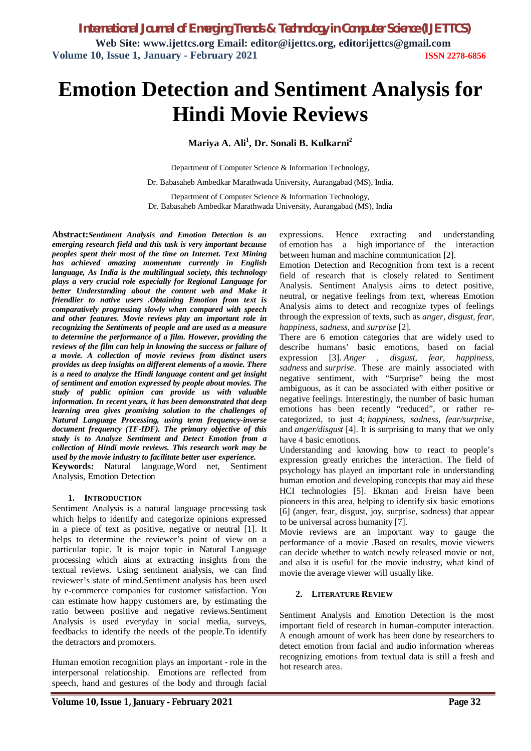# Emotion Detection and Sentiment Analysis for Hindi Movie Reviews

**Mariya A. Ali[1], Dr. Sonali B. Kulkarni[2]**

Department of Computer Science & Information Technology,

Dr. Babasaheb Ambedkar Marathwada University, Aurangabad (MS), India.

Department of Computer Science & Information Technology,
Dr. Babasaheb Ambedkar Marathwada University, Aurangabad (MS), India

**Abstract:** ***Sentiment Analysis and Emotion Detection is an emerging research field and this task is very important because peoples spent their most of the time on Internet. Text Mining has achieved amazing momentum currently in English language, As India is the multilingual society, this technology plays a very crucial role especially for Regional Language for better Understanding about the content web and Make it friendlier to native users .Obtaining Emotion from text is comparatively progressing slowly when compared with speech and other features. Movie reviews play an important role in recognizing the Sentiments of people and are used as a measure to determine the performance of a film. However, providing the reviews of the film can help in knowing the success or failure of a movie. A collection of movie reviews from distinct users provides us deep insights on different elements of a movie. There is a need to analyze the Hindi language content and get insight of sentiment and emotion expressed by people about movies. The study of public opinion can provide us with valuable information. In recent years, it has been demonstrated that deep learning area gives promising solution to the challenges of Natural Language Processing, using term frequency-inverse document frequency (TF-IDF). The primary objective of this study is to Analyze Sentiment and Detect Emotion from a collection of Hindi movie reviews. This research work may be used by the movie industry to facilitate better user experience.***

**Keywords:** Natural language,Word net, Sentiment Analysis, Emotion Detection

## 1. INTRODUCTION

Sentiment Analysis is a natural language processing task which helps to identify and categorize opinions expressed in a piece of text as positive, negative or neutral [1]. It helps to determine the reviewer's point of view on a particular topic. It is major topic in Natural Language processing which aims at extracting insights from the textual reviews. Using sentiment analysis, we can find reviewer's state of mind.Sentiment analysis has been used by e-commerce companies for customer satisfaction. You can estimate how happy customers are, by estimating the ratio between positive and negative reviews.Sentiment Analysis is used everyday in social media, surveys, feedbacks to identify the needs of the people.To identify the detractors and promoters.

Human emotion recognition plays an important - role in the interpersonal relationship. Emotions are reflected from speech, hand and gestures of the body and through facial expressions. Hence extracting and understanding of emotion has a high importance of the interaction between human and machine communication [2].

Emotion Detection and Recognition from text is a recent field of research that is closely related to Sentiment Analysis. Sentiment Analysis aims to detect positive, neutral, or negative feelings from text, whereas Emotion Analysis aims to detect and recognize types of feelings through the expression of texts, such as *anger, disgust, fear, happiness, sadness,* and *surprise* [2].

There are 6 emotion categories that are widely used to describe humans' basic emotions, based on facial expression [3]. *Anger , disgust, fear, happiness, sadness* and *surprise*. These are mainly associated with negative sentiment, with "Surprise" being the most ambiguous, as it can be associated with either positive or negative feelings. Interestingly, the number of basic human emotions has been recently "reduced", or rather re-categorized, to just 4; *happiness, sadness, fear/surprise*, and *anger/disgust* [4]. It is surprising to many that we only have 4 basic emotions.

Understanding and knowing how to react to people's expression greatly enriches the interaction. The field of psychology has played an important role in understanding human emotion and developing concepts that may aid these HCI technologies [5]. Ekman and Freisn have been pioneers in this area, helping to identify six basic emotions [6] (anger, fear, disgust, joy, surprise, sadness) that appear to be universal across humanity [7].

Movie reviews are an important way to gauge the performance of a movie .Based on results, movie viewers can decide whether to watch newly released movie or not, and also it is useful for the movie industry, what kind of movie the average viewer will usually like.

## 2. LITERATURE REVIEW

Sentiment Analysis and Emotion Detection is the most important field of research in human-computer interaction. A enough amount of work has been done by researchers to detect emotion from facial and audio information whereas recognizing emotions from textual data is still a fresh and hot research area.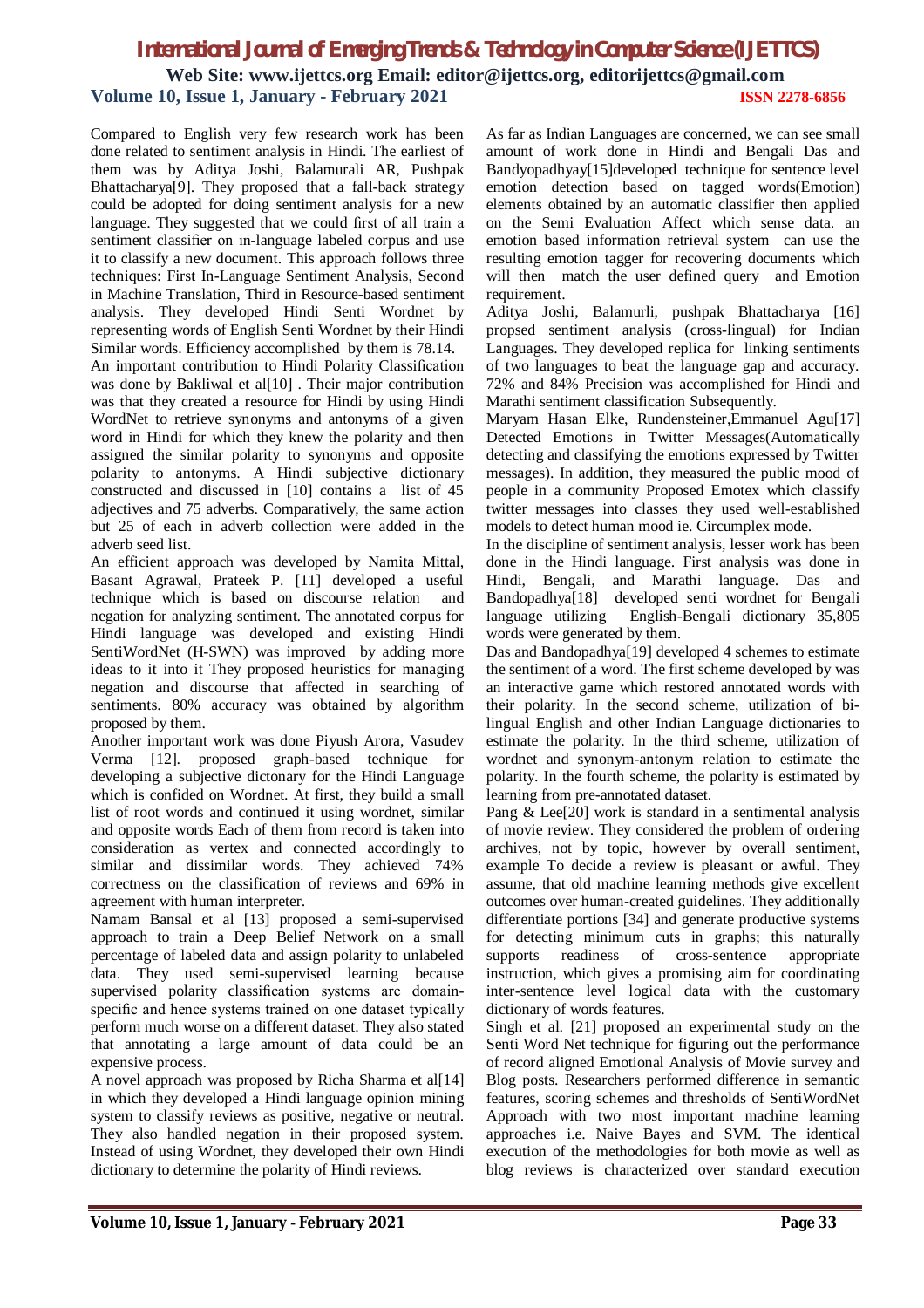Compared to English very few research work has been done related to sentiment analysis in Hindi. The earliest of them was by Aditya Joshi, Balamurali AR, Pushpak Bhattacharya[9]. They proposed that a fall-back strategy could be adopted for doing sentiment analysis for a new language. They suggested that we could first of all train a sentiment classifier on in-language labeled corpus and use it to classify a new document. This approach follows three techniques: First In-Language Sentiment Analysis, Second in Machine Translation, Third in Resource-based sentiment analysis. They developed Hindi Senti Wordnet by representing words of English Senti Wordnet by their Hindi Similar words. Efficiency accomplished by them is 78.14.

An important contribution to Hindi Polarity Classification was done by Bakliwal et al[10] . Their major contribution was that they created a resource for Hindi by using Hindi WordNet to retrieve synonyms and antonyms of a given word in Hindi for which they knew the polarity and then assigned the similar polarity to synonyms and opposite polarity to antonyms. A Hindi subjective dictionary constructed and discussed in [10] contains a list of 45 adjectives and 75 adverbs. Comparatively, the same action but 25 of each in adverb collection were added in the adverb seed list.

An efficient approach was developed by Namita Mittal, Basant Agrawal, Prateek P. [11] developed a useful technique which is based on discourse relation and negation for analyzing sentiment. The annotated corpus for Hindi language was developed and existing Hindi SentiWordNet (H-SWN) was improved by adding more ideas to it into it They proposed heuristics for managing negation and discourse that affected in searching of sentiments. 80% accuracy was obtained by algorithm proposed by them.

Another important work was done Piyush Arora, Vasudev Verma [12]. proposed graph-based technique for developing a subjective dictonary for the Hindi Language which is confided on Wordnet. At first, they build a small list of root words and continued it using wordnet, similar and opposite words Each of them from record is taken into consideration as vertex and connected accordingly to similar and dissimilar words. They achieved 74% correctness on the classification of reviews and 69% in agreement with human interpreter.

Namam Bansal et al [13] proposed a semi-supervised approach to train a Deep Belief Network on a small percentage of labeled data and assign polarity to unlabeled data. They used semi-supervised learning because supervised polarity classification systems are domain-specific and hence systems trained on one dataset typically perform much worse on a different dataset. They also stated that annotating a large amount of data could be an expensive process.

A novel approach was proposed by Richa Sharma et al[14] in which they developed a Hindi language opinion mining system to classify reviews as positive, negative or neutral. They also handled negation in their proposed system. Instead of using Wordnet, they developed their own Hindi dictionary to determine the polarity of Hindi reviews.

As far as Indian Languages are concerned, we can see small amount of work done in Hindi and Bengali Das and Bandyopadhyay[15]developed technique for sentence level emotion detection based on tagged words(Emotion) elements obtained by an automatic classifier then applied on the Semi Evaluation Affect which sense data. an emotion based information retrieval system can use the resulting emotion tagger for recovering documents which will then match the user defined query and Emotion requirement.

Aditya Joshi, Balamurli, pushpak Bhattacharya [16] propsed sentiment analysis (cross-lingual) for Indian Languages. They developed replica for linking sentiments of two languages to beat the language gap and accuracy. 72% and 84% Precision was accomplished for Hindi and Marathi sentiment classification Subsequently.

Maryam Hasan Elke, Rundensteiner,Emmanuel Agu[17] Detected Emotions in Twitter Messages(Automatically detecting and classifying the emotions expressed by Twitter messages). In addition, they measured the public mood of people in a community Proposed Emotex which classify twitter messages into classes they used well-established models to detect human mood ie. Circumplex mode.

In the discipline of sentiment analysis, lesser work has been done in the Hindi language. First analysis was done in Hindi, Bengali, and Marathi language. Das and Bandopadhya[18] developed senti wordnet for Bengali language utilizing English-Bengali dictionary 35,805 words were generated by them.

Das and Bandopadhya[19] developed 4 schemes to estimate the sentiment of a word. The first scheme developed by was an interactive game which restored annotated words with their polarity. In the second scheme, utilization of bi-lingual English and other Indian Language dictionaries to estimate the polarity. In the third scheme, utilization of wordnet and synonym-antonym relation to estimate the polarity. In the fourth scheme, the polarity is estimated by learning from pre-annotated dataset.

Pang & Lee[20] work is standard in a sentimental analysis of movie review. They considered the problem of ordering archives, not by topic, however by overall sentiment, example To decide a review is pleasant or awful. They assume, that old machine learning methods give excellent outcomes over human-created guidelines. They additionally differentiate portions [34] and generate productive systems for detecting minimum cuts in graphs; this naturally supports readiness of cross-sentence appropriate instruction, which gives a promising aim for coordinating inter-sentence level logical data with the customary dictionary of words features.

Singh et al. [21] proposed an experimental study on the Senti Word Net technique for figuring out the performance of record aligned Emotional Analysis of Movie survey and Blog posts. Researchers performed difference in semantic features, scoring schemes and thresholds of SentiWordNet Approach with two most important machine learning approaches i.e. Naive Bayes and SVM. The identical execution of the methodologies for both movie as well as blog reviews is characterized over standard execution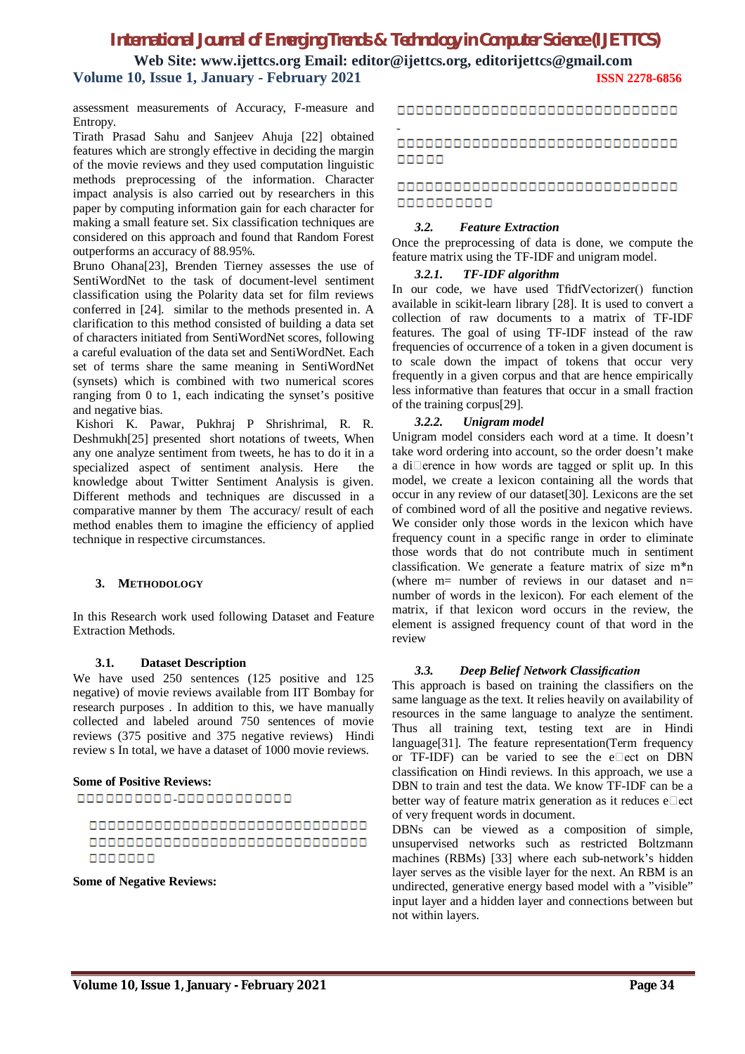assessment measurements of Accuracy, F-measure and Entropy.

Tirath Prasad Sahu and Sanjeev Ahuja [22] obtained features which are strongly effective in deciding the margin of the movie reviews and they used computation linguistic methods preprocessing of the information. Character impact analysis is also carried out by researchers in this paper by computing information gain for each character for making a small feature set. Six classification techniques are considered on this approach and found that Random Forest outperforms an accuracy of 88.95%.

Bruno Ohana[23], Brenden Tierney assesses the use of SentiWordNet to the task of document-level sentiment classification using the Polarity data set for film reviews conferred in [24]. similar to the methods presented in. A clarification to this method consisted of building a data set of characters initiated from SentiWordNet scores, following a careful evaluation of the data set and SentiWordNet. Each set of terms share the same meaning in SentiWordNet (synsets) which is combined with two numerical scores ranging from 0 to 1, each indicating the synset's positive and negative bias.

Kishori K. Pawar, Pukhraj P Shrishrimal, R. R. Deshmukh[25] presented short notations of tweets, When any one analyze sentiment from tweets, he has to do it in a specialized aspect of sentiment analysis. Here the knowledge about Twitter Sentiment Analysis is given. Different methods and techniques are discussed in a comparative manner by them The accuracy/ result of each method enables them to imagine the efficiency of applied technique in respective circumstances.

## 3. METHODOLOGY

In this Research work used following Dataset and Feature Extraction Methods.

### 3.1. Dataset Description

We have used 250 sentences (125 positive and 125 negative) of movie reviews available from IIT Bombay for research purposes . In addition to this, we have manually collected and labeled around 750 sentences of movie reviews (375 positive and 375 negative reviews) Hindi review s In total, we have a dataset of 1000 movie reviews.

**Some of Positive Reviews:**

□□□□□□□□□□-□□□□□□□□□□□□

□□□□□□□□□□□□□□□□□□□□□□□□□□□□□□□□ □□□□□□□□□□□□□□□□□□□□□□□□□□□□□□□□ □□□□□□□

**Some of Negative Reviews:**

□□□□□□□□□□□□□□□□□□□□□□□□□□□□□□□□□□

-

□□□□□□□□□□□□□□□□□□□□□□□□□□□□□□□□□ □□□□□

□□□□□□□□□□□□□□□□□□□□□□□□□□□□□□□□□ □□□□□□□□□□

### *3.2. Feature Extraction*

Once the preprocessing of data is done, we compute the feature matrix using the TF-IDF and unigram model.

#### *3.2.1. TF-IDF algorithm*

In our code, we have used TfidfVectorizer() function available in scikit-learn library [28]. It is used to convert a collection of raw documents to a matrix of TF-IDF features. The goal of using TF-IDF instead of the raw frequencies of occurrence of a token in a given document is to scale down the impact of tokens that occur very frequently in a given corpus and that are hence empirically less informative than features that occur in a small fraction of the training corpus[29].

#### *3.2.2. Unigram model*

Unigram model considers each word at a time. It doesn't take word ordering into account, so the order doesn't make a di□erence in how words are tagged or split up. In this model, we create a lexicon containing all the words that occur in any review of our dataset[30]. Lexicons are the set of combined word of all the positive and negative reviews. We consider only those words in the lexicon which have frequency count in a specific range in order to eliminate those words that do not contribute much in sentiment classification. We generate a feature matrix of size m*n (where m= number of reviews in our dataset and n= number of words in the lexicon). For each element of the matrix, if that lexicon word occurs in the review, the element is assigned frequency count of that word in the review

### *3.3. Deep Belief Network Classification*

This approach is based on training the classifiers on the same language as the text. It relies heavily on availability of resources in the same language to analyze the sentiment. Thus all training text, testing text are in Hindi language[31]. The feature representation(Term frequency or TF-IDF) can be varied to see the e□ect on DBN classification on Hindi reviews. In this approach, we use a DBN to train and test the data. We know TF-IDF can be a better way of feature matrix generation as it reduces e□ect of very frequent words in document.

DBNs can be viewed as a composition of simple, unsupervised networks such as restricted Boltzmann machines (RBMs) [33] where each sub-network's hidden layer serves as the visible layer for the next. An RBM is an undirected, generative energy based model with a "visible" input layer and a hidden layer and connections between but not within layers.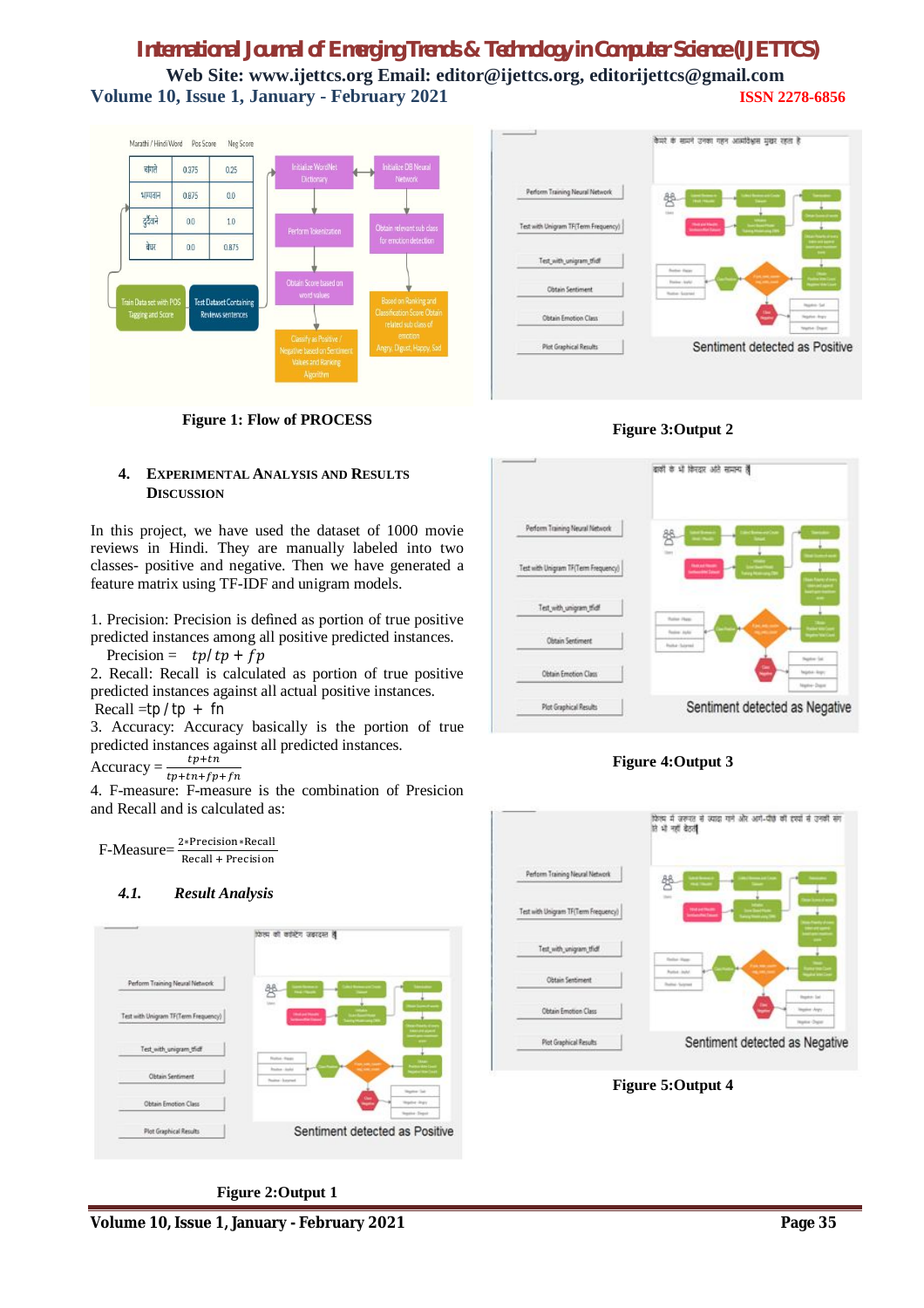Figure 1: Flow of PROCESS

Figure 3:Output 2

Figure 4:Output 3

Figure 5:Output 4

## 4. EXPERIMENTAL ANALYSIS AND RESULTS DISCUSSION

In this project, we have used the dataset of 1000 movie reviews in Hindi. They are manually labeled into two classes- positive and negative. Then we have generated a feature matrix using TF-IDF and unigram models.

1. Precision: Precision is defined as portion of true positive predicted instances among all positive predicted instances.

$$\text{Precision} = tp / tp + fp$$

2. Recall: Recall is calculated as portion of true positive predicted instances against all actual positive instances.

$$\text{Recall} = tp / tp + fn$$

3. Accuracy: Accuracy basically is the portion of true predicted instances against all predicted instances.

$$\text{Accuracy} = \frac{tp+tn}{tp+tn+fp+fn}$$

4. F-measure: F-measure is the combination of Presicion and Recall and is calculated as:

$$\text{F-Measure} = \frac{2 * \text{Precision} * \text{Recall}}{\text{Recall} + \text{Precision}}$$

### *4.1. Result Analysis*

Figure 2:Output 1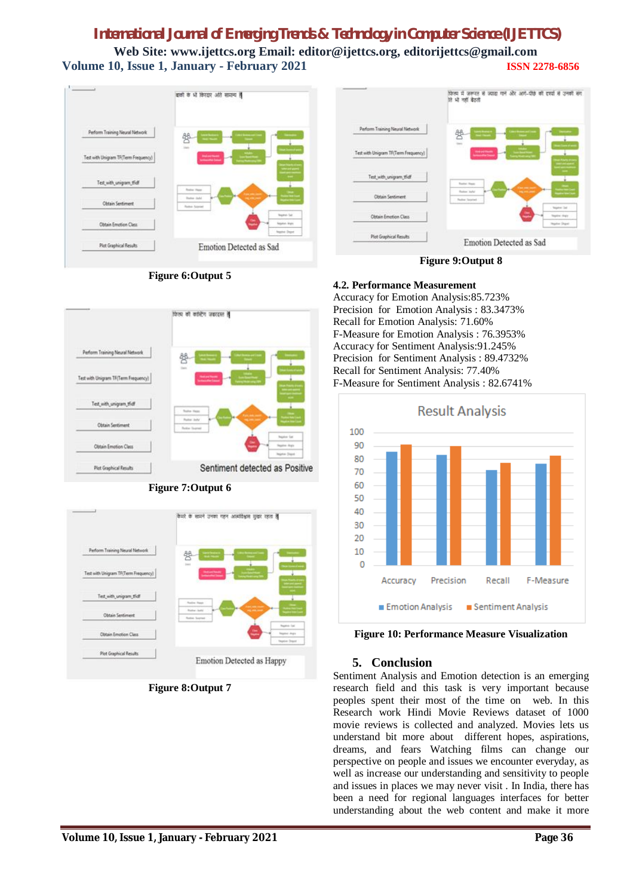Figure 6:Output 5

Figure 7:Output 6

Figure 8:Output 7

Figure 9:Output 8

### 4.2. Performance Measurement

Accuracy for Emotion Analysis:85.723%
Precision for Emotion Analysis : 83.3473%
Recall for Emotion Analysis: 71.60%
F-Measure for Emotion Analysis : 76.3953%
Accuracy for Sentiment Analysis:91.245%
Precision for Sentiment Analysis : 89.4732%
Recall for Sentiment Analysis: 77.40%
F-Measure for Sentiment Analysis : 82.6741%

Figure 10: Performance Measure Visualization

## 5. Conclusion

Sentiment Analysis and Emotion detection is an emerging research field and this task is very important because peoples spent their most of the time on web. In this Research work Hindi Movie Reviews dataset of 1000 movie reviews is collected and analyzed. Movies lets us understand bit more about different hopes, aspirations, dreams, and fears Watching films can change our perspective on people and issues we encounter everyday, as well as increase our understanding and sensitivity to people and issues in places we may never visit . In India, there has been a need for regional languages interfaces for better understanding about the web content and make it more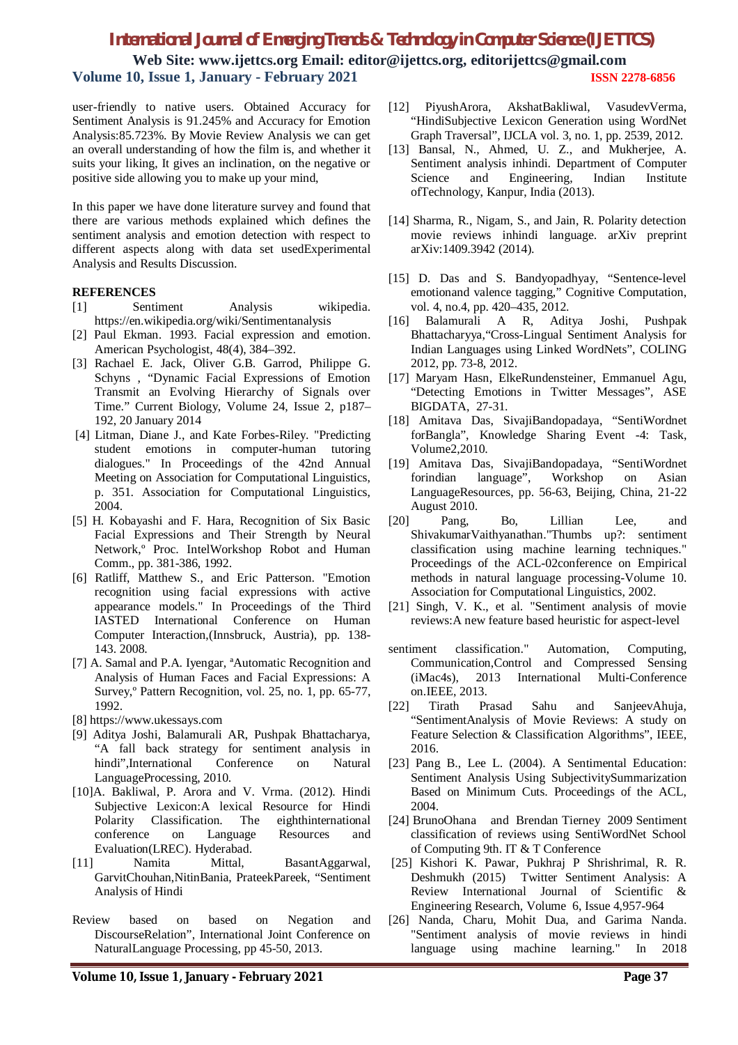user-friendly to native users. Obtained Accuracy for Sentiment Analysis is 91.245% and Accuracy for Emotion Analysis:85.723%. By Movie Review Analysis we can get an overall understanding of how the film is, and whether it suits your liking, It gives an inclination, on the negative or positive side allowing you to make up your mind,

In this paper we have done literature survey and found that there are various methods explained which defines the sentiment analysis and emotion detection with respect to different aspects along with data set usedExperimental Analysis and Results Discussion.

## REFERENCES

[1] Sentiment Analysis wikipedia. https://en.wikipedia.org/wiki/Sentimentanalysis

[2] Paul Ekman. 1993. Facial expression and emotion. American Psychologist, 48(4), 384–392.

[3] Rachael E. Jack, Oliver G.B. Garrod, Philippe G. Schyns , "Dynamic Facial Expressions of Emotion Transmit an Evolving Hierarchy of Signals over Time." Current Biology, Volume 24, Issue 2, p187–192, 20 January 2014

[4] Litman, Diane J., and Kate Forbes-Riley. "Predicting student emotions in computer-human tutoring dialogues." In Proceedings of the 42nd Annual Meeting on Association for Computational Linguistics, p. 351. Association for Computational Linguistics, 2004.

[5] H. Kobayashi and F. Hara, Recognition of Six Basic Facial Expressions and Their Strength by Neural Network,º Proc. IntelWorkshop Robot and Human Comm., pp. 381-386, 1992.

[6] Ratliff, Matthew S., and Eric Patterson. "Emotion recognition using facial expressions with active appearance models." In Proceedings of the Third IASTED International Conference on Human Computer Interaction,(Innsbruck, Austria), pp. 138-143. 2008.

[7] A. Samal and P.A. Iyengar, ªAutomatic Recognition and Analysis of Human Faces and Facial Expressions: A Survey,º Pattern Recognition, vol. 25, no. 1, pp. 65-77, 1992.

[8] https://www.ukessays.com

[9] Aditya Joshi, Balamurali AR, Pushpak Bhattacharya, "A fall back strategy for sentiment analysis in hindi",International Conference on Natural LanguageProcessing, 2010.

[10]A. Bakliwal, P. Arora and V. Vrma. (2012). Hindi Subjective Lexicon:A lexical Resource for Hindi Polarity Classification. The eighthinternational conference on Language Resources and Evaluation(LREC). Hyderabad.

[11] Namita Mittal, BasantAggarwal, GarvitChouhan,NitinBania, PrateekPareek, "Sentiment Analysis of Hindi Review based on based on Negation and DiscourseRelation", International Joint Conference on NaturalLanguage Processing, pp 45-50, 2013.

[12] PiyushArora, AkshatBakliwal, VasudevVerma, "HindiSubjective Lexicon Generation using WordNet Graph Traversal", IJCLA vol. 3, no. 1, pp. 2539, 2012.

[13] Bansal, N., Ahmed, U. Z., and Mukherjee, A. Sentiment analysis inhindi. Department of Computer Science and Engineering, Indian Institute ofTechnology, Kanpur, India (2013).

[14] Sharma, R., Nigam, S., and Jain, R. Polarity detection movie reviews inhindi language. arXiv preprint arXiv:1409.3942 (2014).

[15] D. Das and S. Bandyopadhyay, "Sentence-level emotionand valence tagging," Cognitive Computation, vol. 4, no.4, pp. 420–435, 2012.

[16] Balamurali A R, Aditya Joshi, Pushpak Bhattacharyya,"Cross-Lingual Sentiment Analysis for Indian Languages using Linked WordNets", COLING 2012, pp. 73-8, 2012.

[17] Maryam Hasn, ElkeRundensteiner, Emmanuel Agu, "Detecting Emotions in Twitter Messages", ASE BIGDATA, 27-31.

[18] Amitava Das, SivajiBandopadaya, "SentiWordnet forBangla", Knowledge Sharing Event -4: Task, Volume2,2010.

[19] Amitava Das, SivajiBandopadaya, "SentiWordnet forindian language", Workshop on Asian LanguageResources, pp. 56-63, Beijing, China, 21-22 August 2010.

[20] Pang, Bo, Lillian Lee, and ShivakumarVaithyanathan."Thumbs up?: sentiment classification using machine learning techniques." Proceedings of the ACL-02conference on Empirical methods in natural language processing-Volume 10. Association for Computational Linguistics, 2002.

[21] Singh, V. K., et al. "Sentiment analysis of movie reviews:A new feature based heuristic for aspect-level sentiment classification." Automation, Computing, Communication,Control and Compressed Sensing (iMac4s), 2013 International Multi-Conference on.IEEE, 2013.

[22] Tirath Prasad Sahu and SanjeevAhuja, "SentimentAnalysis of Movie Reviews: A study on Feature Selection & Classification Algorithms", IEEE, 2016.

[23] Pang B., Lee L. (2004). A Sentimental Education: Sentiment Analysis Using SubjectivitySummarization Based on Minimum Cuts. Proceedings of the ACL, 2004.

[24] BrunoOhana and Brendan Tierney 2009 Sentiment classification of reviews using SentiWordNet School of Computing 9th. IT & T Conference

[25] Kishori K. Pawar, Pukhraj P Shrishrimal, R. R. Deshmukh (2015) Twitter Sentiment Analysis: A Review International Journal of Scientific & Engineering Research, Volume 6, Issue 4,957-964

[26] Nanda, Charu, Mohit Dua, and Garima Nanda. "Sentiment analysis of movie reviews in hindi language using machine learning." In 2018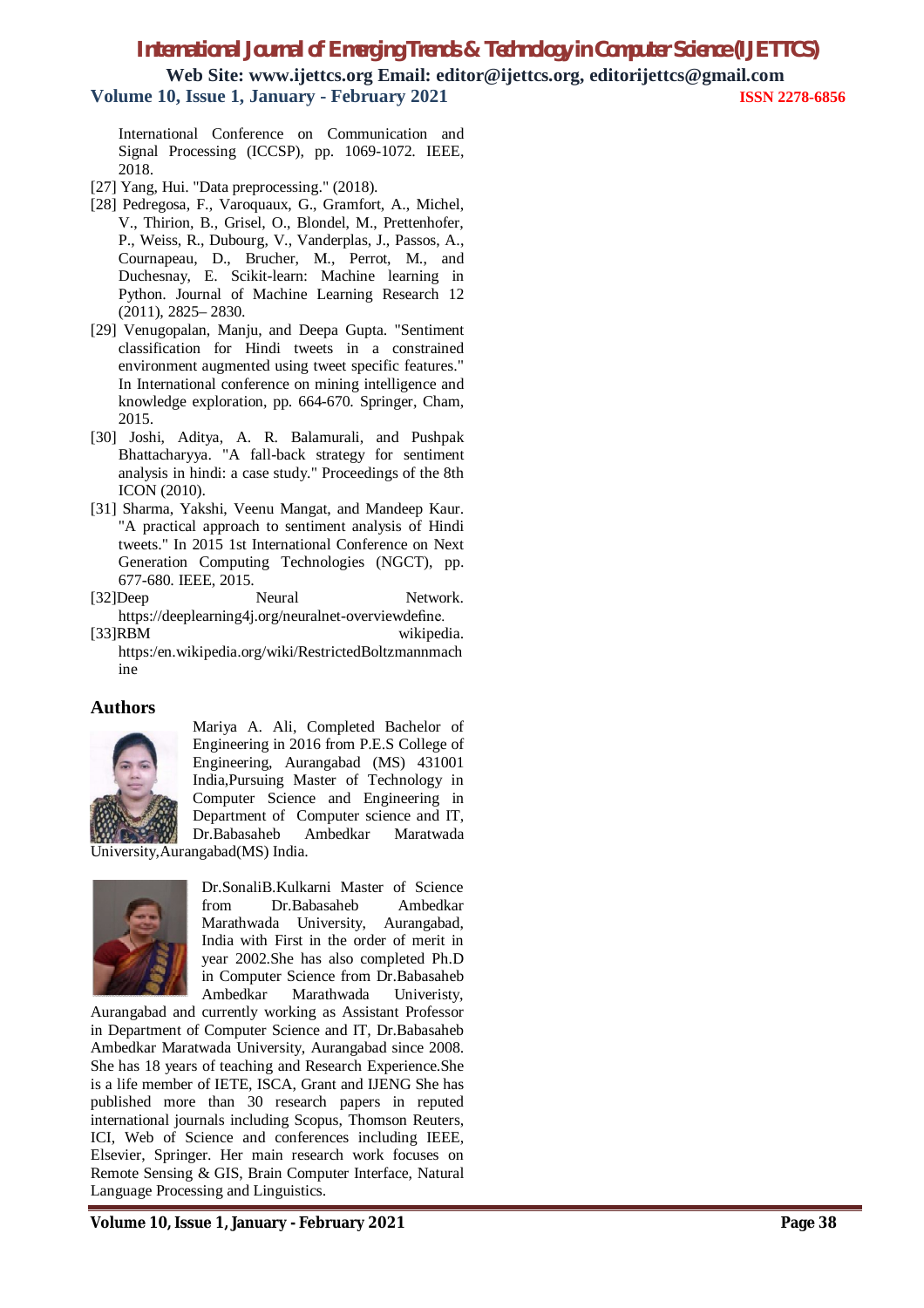International Conference on Communication and Signal Processing (ICCSP), pp. 1069-1072. IEEE, 2018.

[27] Yang, Hui. "Data preprocessing." (2018).

[28] Pedregosa, F., Varoquaux, G., Gramfort, A., Michel, V., Thirion, B., Grisel, O., Blondel, M., Prettenhofer, P., Weiss, R., Dubourg, V., Vanderplas, J., Passos, A., Cournapeau, D., Brucher, M., Perrot, M., and Duchesnay, E. Scikit-learn: Machine learning in Python. Journal of Machine Learning Research 12 (2011), 2825– 2830.

[29] Venugopalan, Manju, and Deepa Gupta. "Sentiment classification for Hindi tweets in a constrained environment augmented using tweet specific features." In International conference on mining intelligence and knowledge exploration, pp. 664-670. Springer, Cham, 2015.

[30] Joshi, Aditya, A. R. Balamurali, and Pushpak Bhattacharyya. "A fall-back strategy for sentiment analysis in hindi: a case study." Proceedings of the 8th ICON (2010).

[31] Sharma, Yakshi, Veenu Mangat, and Mandeep Kaur. "A practical approach to sentiment analysis of Hindi tweets." In 2015 1st International Conference on Next Generation Computing Technologies (NGCT), pp. 677-680. IEEE, 2015.

[32]Deep Neural Network. https://deeplearning4j.org/neuralnet-overviewdefine.

[33]RBM wikipedia. https:/en.wikipedia.org/wiki/RestrictedBoltzmannmachine

## Authors

Mariya A. Ali, Completed Bachelor of Engineering in 2016 from P.E.S College of Engineering, Aurangabad (MS) 431001 India,Pursuing Master of Technology in Computer Science and Engineering in Department of Computer science and IT, Dr.Babasaheb Ambedkar Maratwada University,Aurangabad(MS) India.

Dr.SonaliB.Kulkarni Master of Science from Dr.Babasaheb Ambedkar Marathwada University, Aurangabad, India with First in the order of merit in year 2002.She has also completed Ph.D in Computer Science from Dr.Babasaheb Ambedkar Marathwada Univeristy, Aurangabad and currently working as Assistant Professor in Department of Computer Science and IT, Dr.Babasaheb Ambedkar Maratwada University, Aurangabad since 2008. She has 18 years of teaching and Research Experience.She is a life member of IETE, ISCA, Grant and IJENG She has published more than 30 research papers in reputed international journals including Scopus, Thomson Reuters, ICI, Web of Science and conferences including IEEE, Elsevier, Springer. Her main research work focuses on Remote Sensing & GIS, Brain Computer Interface, Natural Language Processing and Linguistics.